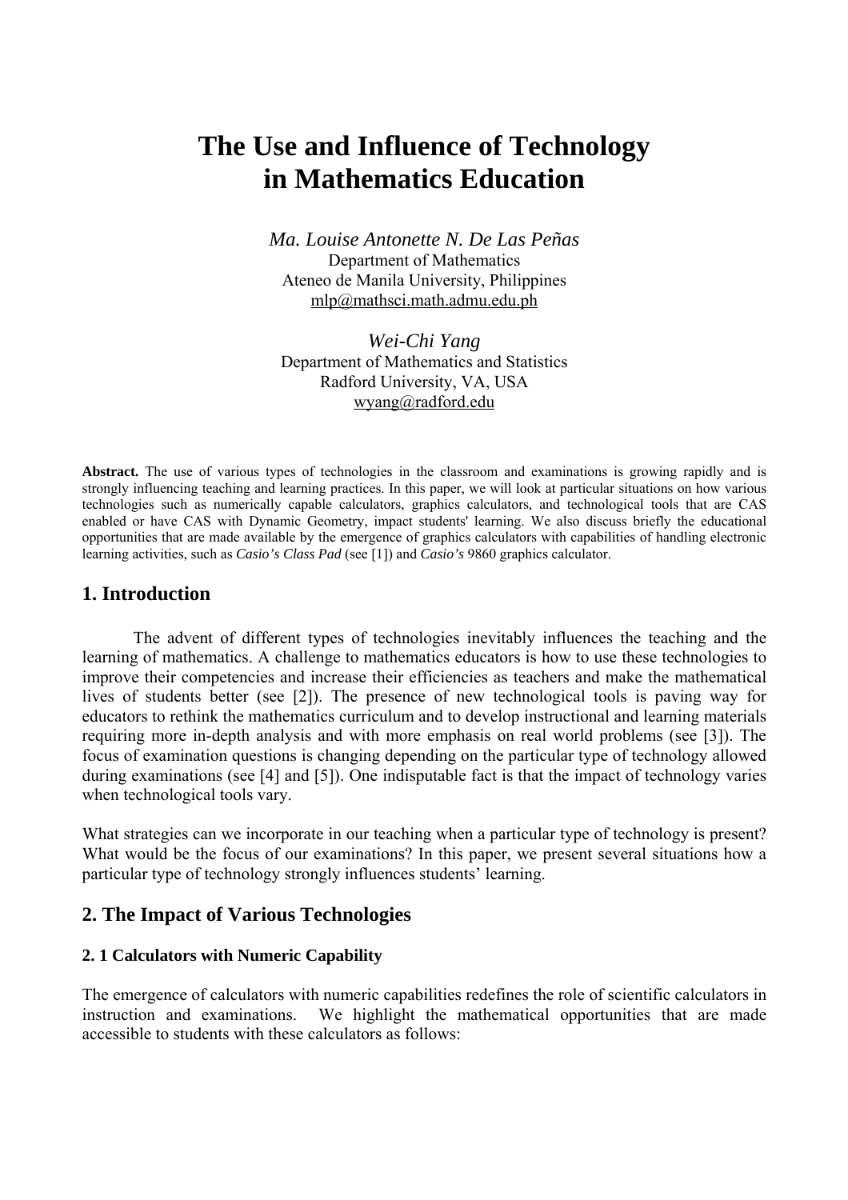# The Use and Influence of Technology in Mathematics Education

*Ma. Louise Antonette N. De Las Peñas*
Department of Mathematics
Ateneo de Manila University, Philippines
mlp@mathsci.math.admu.edu.ph

*Wei-Chi Yang*
Department of Mathematics and Statistics
Radford University, VA, USA
wyang@radford.edu

**Abstract.** The use of various types of technologies in the classroom and examinations is growing rapidly and is strongly influencing teaching and learning practices. In this paper, we will look at particular situations on how various technologies such as numerically capable calculators, graphics calculators, and technological tools that are CAS enabled or have CAS with Dynamic Geometry, impact students' learning. We also discuss briefly the educational opportunities that are made available by the emergence of graphics calculators with capabilities of handling electronic learning activities, such as ***Casio's Class Pad*** (see [1]) and ***Casio's*** 9860 graphics calculator.

## 1. Introduction

The advent of different types of technologies inevitably influences the teaching and the learning of mathematics. A challenge to mathematics educators is how to use these technologies to improve their competencies and increase their efficiencies as teachers and make the mathematical lives of students better (see [2]). The presence of new technological tools is paving way for educators to rethink the mathematics curriculum and to develop instructional and learning materials requiring more in-depth analysis and with more emphasis on real world problems (see [3]). The focus of examination questions is changing depending on the particular type of technology allowed during examinations (see [4] and [5]). One indisputable fact is that the impact of technology varies when technological tools vary.

What strategies can we incorporate in our teaching when a particular type of technology is present? What would be the focus of our examinations? In this paper, we present several situations how a particular type of technology strongly influences students' learning.

## 2. The Impact of Various Technologies

### 2. 1 Calculators with Numeric Capability

The emergence of calculators with numeric capabilities redefines the role of scientific calculators in instruction and examinations. We highlight the mathematical opportunities that are made accessible to students with these calculators as follows: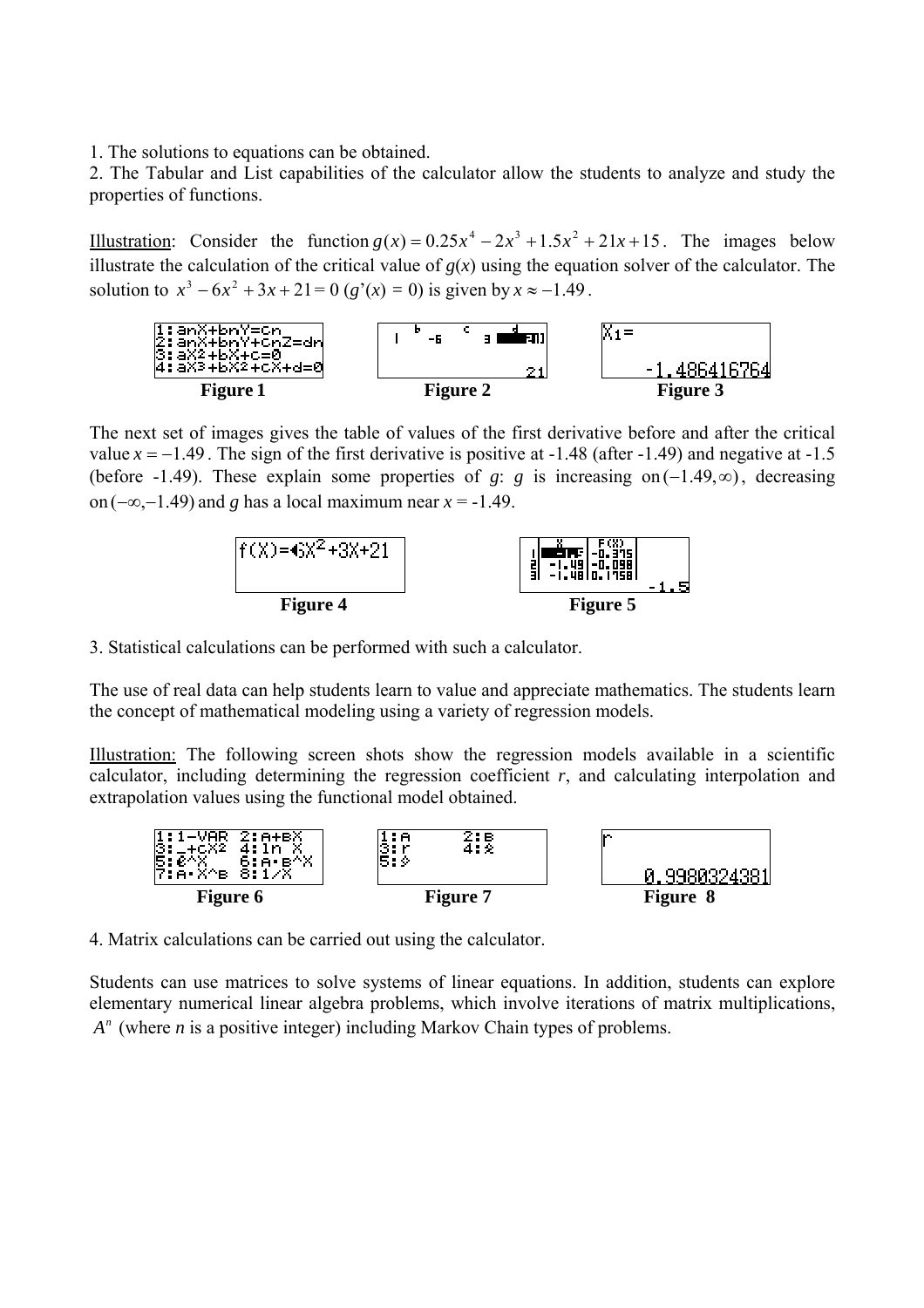1. The solutions to equations can be obtained.
2. The Tabular and List capabilities of the calculator allow the students to analyze and study the properties of functions.

Illustration: Consider the function $g(x) = 0.25x^4 - 2x^3 + 1.5x^2 + 21x + 15$. The images below illustrate the calculation of the critical value of $g(x)$ using the equation solver of the calculator. The solution to $x^3 - 6x^2 + 3x + 21 = 0$ ($g'(x) = 0$) is given by $x \approx -1.49$.

**Figure 1** **Figure 2** **Figure 3**

The next set of images gives the table of values of the first derivative before and after the critical value $x = -1.49$. The sign of the first derivative is positive at -1.48 (after -1.49) and negative at -1.5 (before -1.49). These explain some properties of $g$: $g$ is increasing on $(-1.49, \infty)$, decreasing on $(-\infty, -1.49)$ and $g$ has a local maximum near $x$ = -1.49.

**Figure 4** **Figure 5**

3. Statistical calculations can be performed with such a calculator.

The use of real data can help students learn to value and appreciate mathematics. The students learn the concept of mathematical modeling using a variety of regression models.

Illustration: The following screen shots show the regression models available in a scientific calculator, including determining the regression coefficient $r$, and calculating interpolation and extrapolation values using the functional model obtained.

**Figure 6** **Figure 7** **Figure 8**

4. Matrix calculations can be carried out using the calculator.

Students can use matrices to solve systems of linear equations. In addition, students can explore elementary numerical linear algebra problems, which involve iterations of matrix multiplications, $A^n$ (where $n$ is a positive integer) including Markov Chain types of problems.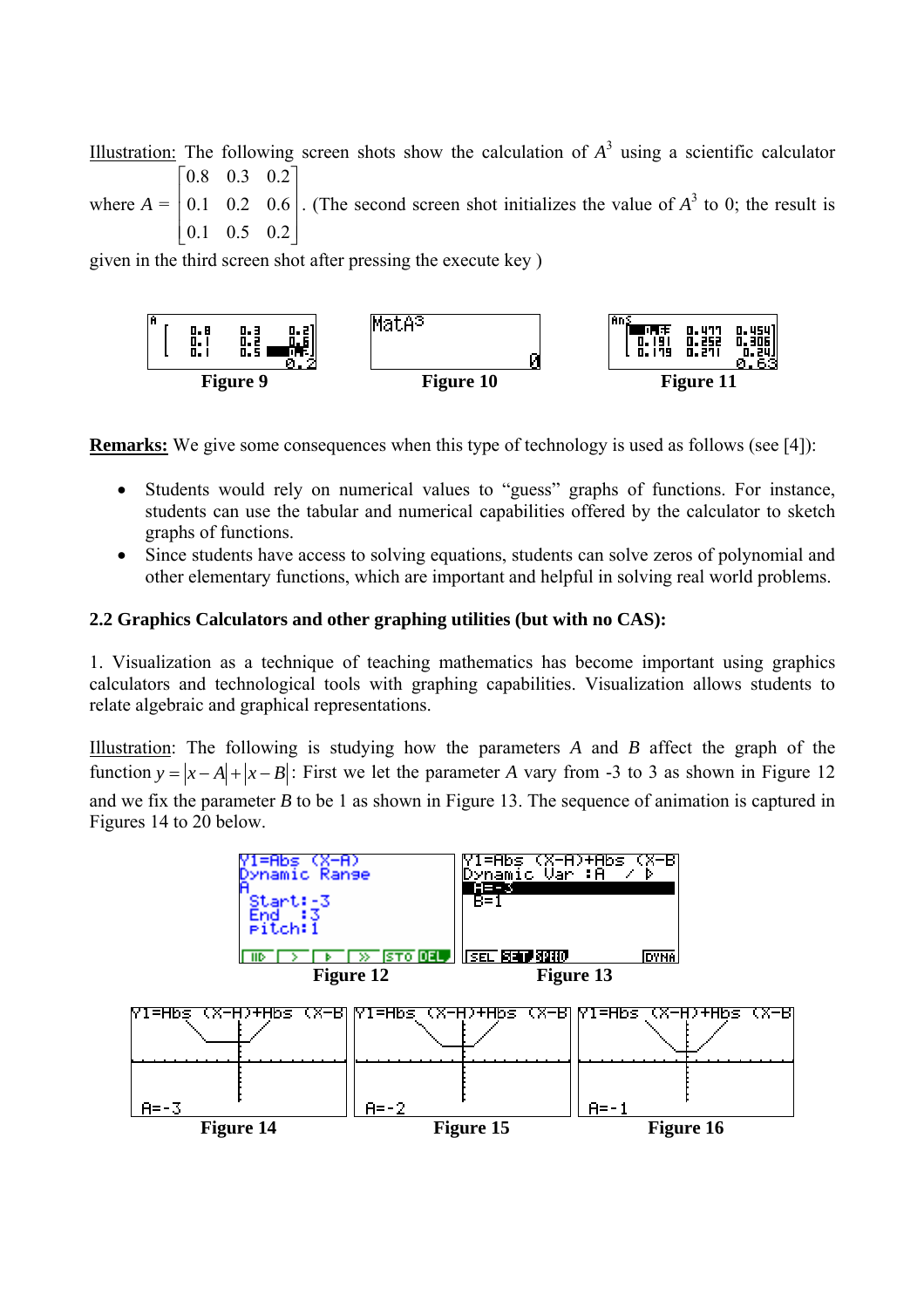Illustration: The following screen shots show the calculation of $A^3$ using a scientific calculator where $A = \begin{bmatrix} 0.8 & 0.3 & 0.2 \\ 0.1 & 0.2 & 0.6 \\ 0.1 & 0.5 & 0.2 \end{bmatrix}$. (The second screen shot initializes the value of $A^3$ to 0; the result is given in the third screen shot after pressing the execute key )

**Figure 9** **Figure 10** **Figure 11**

**Remarks:** We give some consequences when this type of technology is used as follows (see [4]):

- Students would rely on numerical values to "guess" graphs of functions. For instance, students can use the tabular and numerical capabilities offered by the calculator to sketch graphs of functions.
- Since students have access to solving equations, students can solve zeros of polynomial and other elementary functions, which are important and helpful in solving real world problems.

### 2.2 Graphics Calculators and other graphing utilities (but with no CAS):

1. Visualization as a technique of teaching mathematics has become important using graphics calculators and technological tools with graphing capabilities. Visualization allows students to relate algebraic and graphical representations.

Illustration: The following is studying how the parameters $A$ and $B$ affect the graph of the function $y = |x - A| + |x - B|$: First we let the parameter $A$ vary from -3 to 3 as shown in Figure 12 and we fix the parameter $B$ to be 1 as shown in Figure 13. The sequence of animation is captured in Figures 14 to 20 below.

**Figure 12** **Figure 13**

**Figure 14** **Figure 15** **Figure 16**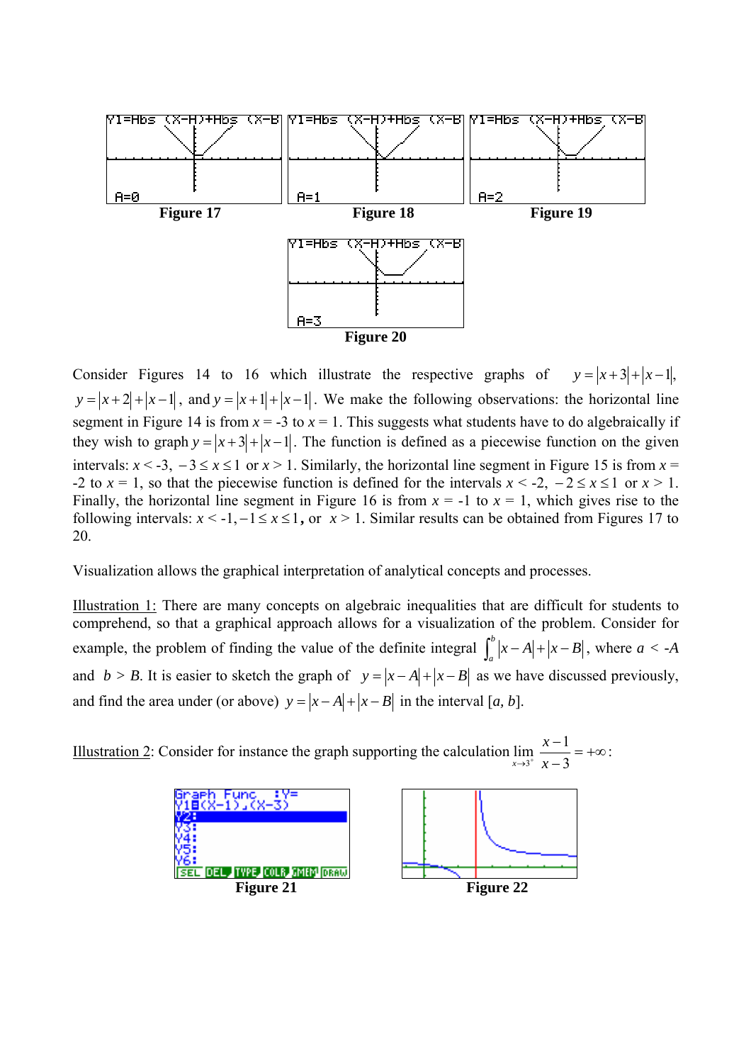Figure 17

Figure 18

Figure 19

Figure 20

Consider Figures 14 to 16 which illustrate the respective graphs of $y = |x+3| + |x-1|$, $y = |x+2| + |x-1|$, and $y = |x+1| + |x-1|$. We make the following observations: the horizontal line segment in Figure 14 is from $x = -3$ to $x = 1$. This suggests what students have to do algebraically if they wish to graph $y = |x+3| + |x-1|$. The function is defined as a piecewise function on the given intervals: $x < -3$, $-3 \le x \le 1$ or $x > 1$. Similarly, the horizontal line segment in Figure 15 is from $x = -2$ to $x = 1$, so that the piecewise function is defined for the intervals $x < -2$, $-2 \le x \le 1$ or $x > 1$. Finally, the horizontal line segment in Figure 16 is from $x = -1$ to $x = 1$, which gives rise to the following intervals: $x < -1, -1 \le x \le 1$, or $x > 1$. Similar results can be obtained from Figures 17 to 20.

Visualization allows the graphical interpretation of analytical concepts and processes.

Illustration 1: There are many concepts on algebraic inequalities that are difficult for students to comprehend, so that a graphical approach allows for a visualization of the problem. Consider for example, the problem of finding the value of the definite integral $\int_a^b |x-A| + |x-B|$, where $a < -A$ and $b > B$. It is easier to sketch the graph of $y = |x-A| + |x-B|$ as we have discussed previously, and find the area under (or above) $y = |x-A| + |x-B|$ in the interval $[a, b]$.

Illustration 2: Consider for instance the graph supporting the calculation $\lim_{x \to 3^+} \frac{x-1}{x-3} = +\infty$:

Figure 21

Figure 22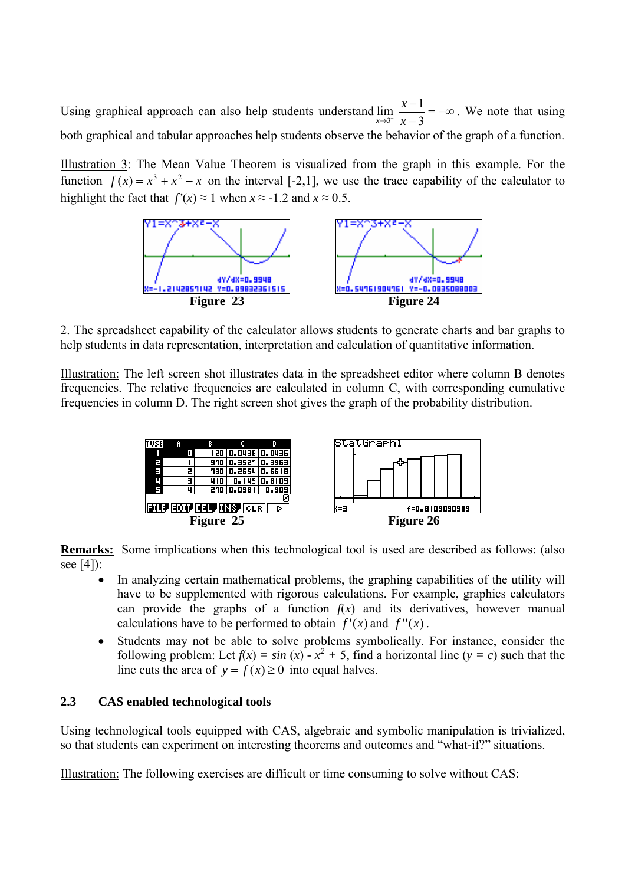Using graphical approach can also help students understand $\lim_{x \to 3^-} \frac{x-1}{x-3} = -\infty$. We note that using both graphical and tabular approaches help students observe the behavior of the graph of a function.

Illustration 3: The Mean Value Theorem is visualized from the graph in this example. For the function $f(x) = x^3 + x^2 - x$ on the interval [-2,1], we use the trace capability of the calculator to highlight the fact that $f'(x) \approx 1$ when $x \approx -1.2$ and $x \approx 0.5$.

Figure 23 Figure 24

2. The spreadsheet capability of the calculator allows students to generate charts and bar graphs to help students in data representation, interpretation and calculation of quantitative information.

Illustration: The left screen shot illustrates data in the spreadsheet editor where column B denotes frequencies. The relative frequencies are calculated in column C, with corresponding cumulative frequencies in column D. The right screen shot gives the graph of the probability distribution.

Figure 25 Figure 26

**Remarks:** Some implications when this technological tool is used are described as follows: (also see [4]):

- In analyzing certain mathematical problems, the graphing capabilities of the utility will have to be supplemented with rigorous calculations. For example, graphics calculators can provide the graphs of a function $f(x)$ and its derivatives, however manual calculations have to be performed to obtain $f'(x)$ and $f''(x)$.
- Students may not be able to solve problems symbolically. For instance, consider the following problem: Let $f(x) = \sin(x) - x^2 + 5$, find a horizontal line ($y = c$) such that the line cuts the area of $y = f(x) \geq 0$ into equal halves.

### 2.3 CAS enabled technological tools

Using technological tools equipped with CAS, algebraic and symbolic manipulation is trivialized, so that students can experiment on interesting theorems and outcomes and "what-if?" situations.

Illustration: The following exercises are difficult or time consuming to solve without CAS: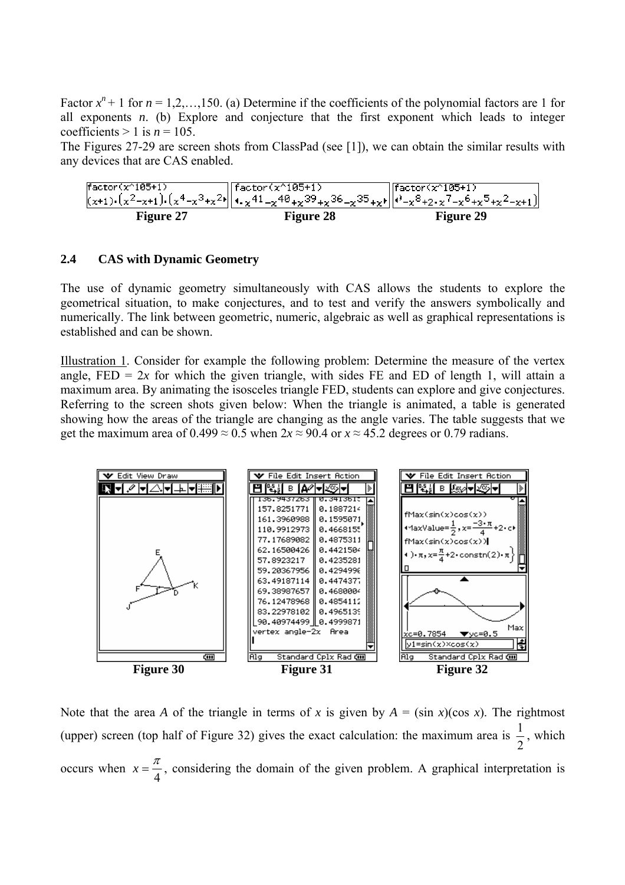Factor $x^n + 1$ for $n = 1,2,\ldots,150$. (a) Determine if the coefficients of the polynomial factors are 1 for all exponents $n$. (b) Explore and conjecture that the first exponent which leads to integer coefficients > 1 is $n = 105$.

The Figures 27-29 are screen shots from ClassPad (see [1]), we can obtain the similar results with any devices that are CAS enabled.

**Figure 27** **Figure 28** **Figure 29**

### 2.4 CAS with Dynamic Geometry

The use of dynamic geometry simultaneously with CAS allows the students to explore the geometrical situation, to make conjectures, and to test and verify the answers symbolically and numerically. The link between geometric, numeric, algebraic as well as graphical representations is established and can be shown.

Illustration 1. Consider for example the following problem: Determine the measure of the vertex angle, FED = $2x$ for which the given triangle, with sides FE and ED of length 1, will attain a maximum area. By animating the isosceles triangle FED, students can explore and give conjectures. Referring to the screen shots given below: When the triangle is animated, a table is generated showing how the areas of the triangle are changing as the angle varies. The table suggests that we get the maximum area of 0.499 ≈ 0.5 when $2x \approx 90.4$ or $x \approx 45.2$ degrees or 0.79 radians.

**Figure 30** **Figure 31** **Figure 32**

Note that the area $A$ of the triangle in terms of $x$ is given by $A = (\sin x)(\cos x)$. The rightmost (upper) screen (top half of Figure 32) gives the exact calculation: the maximum area is $\frac{1}{2}$, which occurs when $x = \frac{\pi}{4}$, considering the domain of the given problem. A graphical interpretation is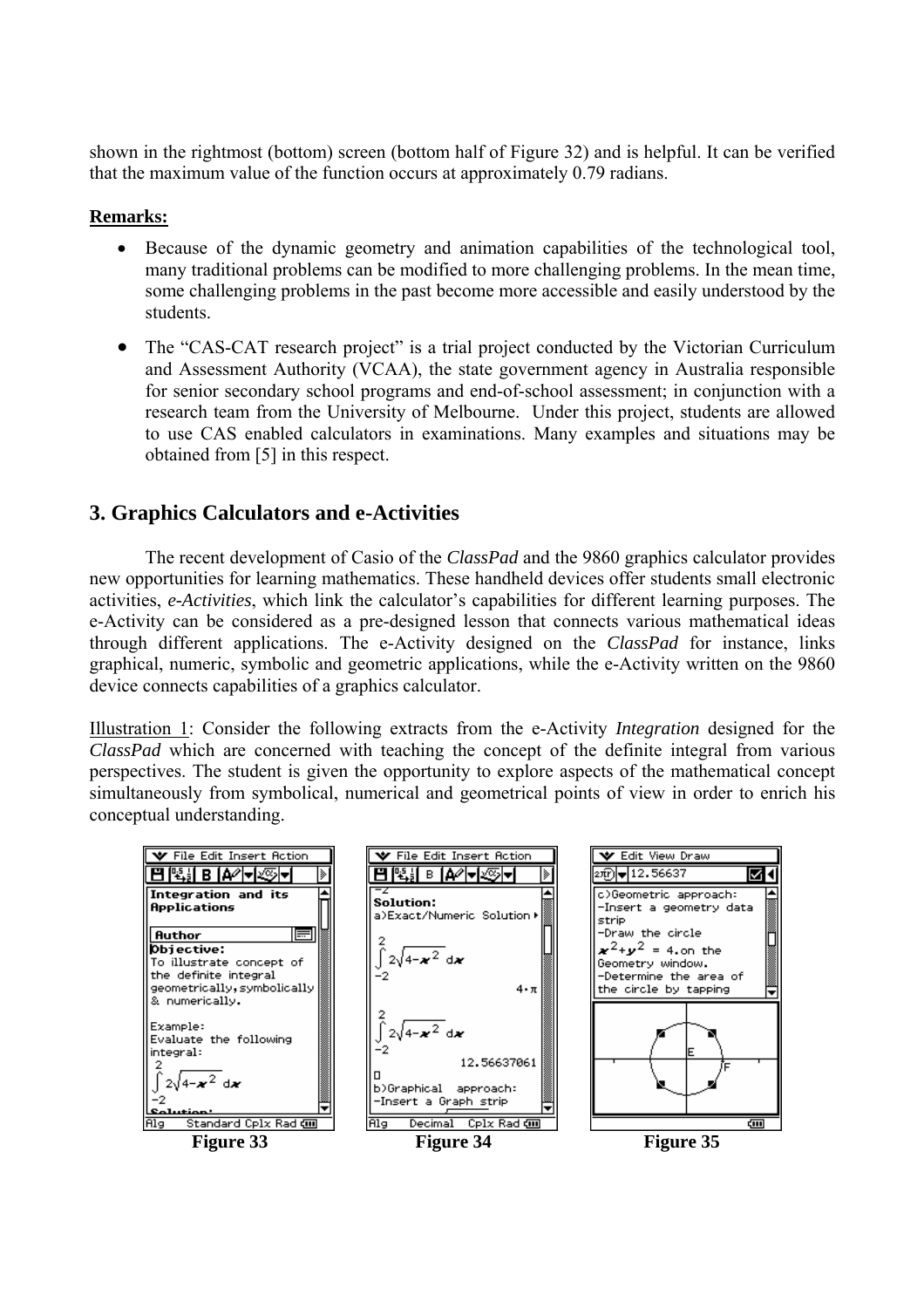shown in the rightmost (bottom) screen (bottom half of Figure 32) and is helpful. It can be verified that the maximum value of the function occurs at approximately 0.79 radians.

**Remarks:**

- Because of the dynamic geometry and animation capabilities of the technological tool, many traditional problems can be modified to more challenging problems. In the mean time, some challenging problems in the past become more accessible and easily understood by the students.
- The "CAS-CAT research project" is a trial project conducted by the Victorian Curriculum and Assessment Authority (VCAA), the state government agency in Australia responsible for senior secondary school programs and end-of-school assessment; in conjunction with a research team from the University of Melbourne. Under this project, students are allowed to use CAS enabled calculators in examinations. Many examples and situations may be obtained from [5] in this respect.

## 3. Graphics Calculators and e-Activities

The recent development of Casio of the *ClassPad* and the 9860 graphics calculator provides new opportunities for learning mathematics. These handheld devices offer students small electronic activities, *e-Activities*, which link the calculator's capabilities for different learning purposes. The e-Activity can be considered as a pre-designed lesson that connects various mathematical ideas through different applications. The e-Activity designed on the *ClassPad* for instance, links graphical, numeric, symbolic and geometric applications, while the e-Activity written on the 9860 device connects capabilities of a graphics calculator.

Illustration 1: Consider the following extracts from the e-Activity *Integration* designed for the *ClassPad* which are concerned with teaching the concept of the definite integral from various perspectives. The student is given the opportunity to explore aspects of the mathematical concept simultaneously from symbolical, numerical and geometrical points of view in order to enrich his conceptual understanding.

**Figure 33** **Figure 34** **Figure 35**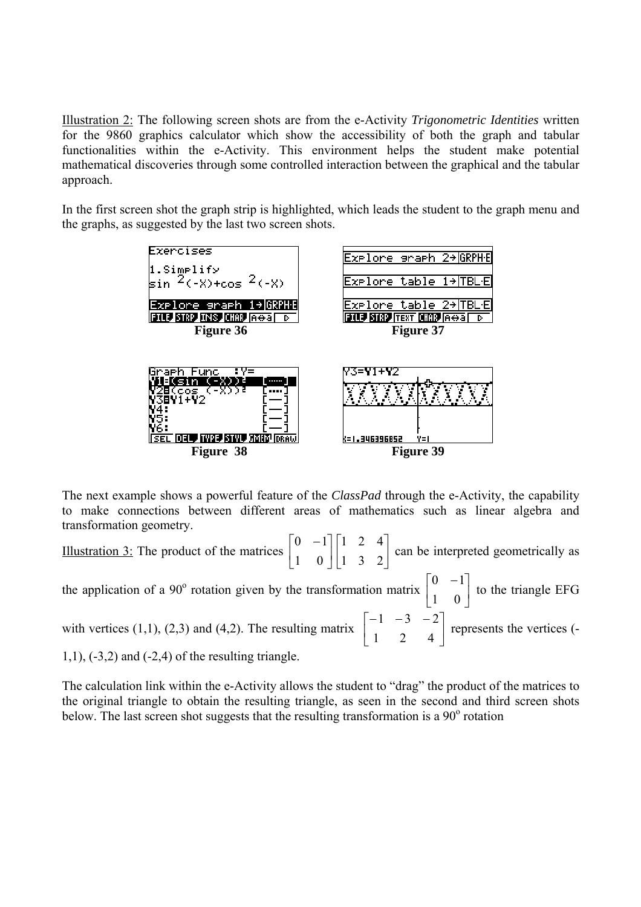Illustration 2: The following screen shots are from the e-Activity *Trigonometric Identities* written for the 9860 graphics calculator which show the accessibility of both the graph and tabular functionalities within the e-Activity. This environment helps the student make potential mathematical discoveries through some controlled interaction between the graphical and the tabular approach.

In the first screen shot the graph strip is highlighted, which leads the student to the graph menu and the graphs, as suggested by the last two screen shots.

**Figure 36** **Figure 37**

**Figure 38** **Figure 39**

The next example shows a powerful feature of the *ClassPad* through the e-Activity, the capability to make connections between different areas of mathematics such as linear algebra and transformation geometry.

Illustration 3: The product of the matrices $\begin{bmatrix} 0 & -1 \\ 1 & 0 \end{bmatrix}\begin{bmatrix} 1 & 2 & 4 \\ 1 & 3 & 2 \end{bmatrix}$ can be interpreted geometrically as the application of a 90$^{o}$ rotation given by the transformation matrix $\begin{bmatrix} 0 & -1 \\ 1 & 0 \end{bmatrix}$ to the triangle EFG with vertices (1,1), (2,3) and (4,2). The resulting matrix $\begin{bmatrix} -1 & -3 & -2 \\ 1 & 2 & 4 \end{bmatrix}$ represents the vertices (-1,1), (-3,2) and (-2,4) of the resulting triangle.

The calculation link within the e-Activity allows the student to "drag" the product of the matrices to the original triangle to obtain the resulting triangle, as seen in the second and third screen shots below. The last screen shot suggests that the resulting transformation is a 90$^{o}$ rotation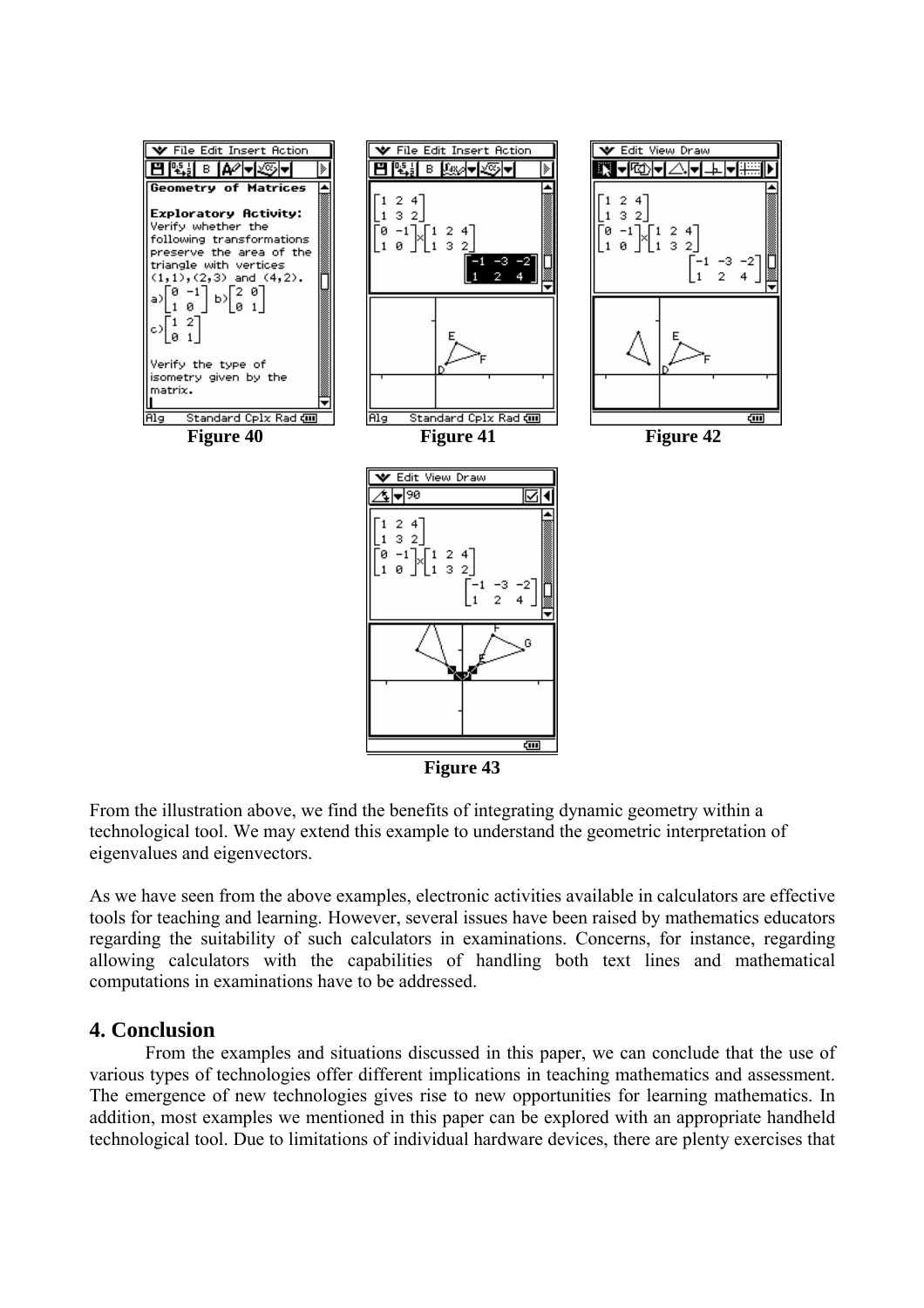Figure 40

Figure 41

Figure 42

Figure 43

From the illustration above, we find the benefits of integrating dynamic geometry within a technological tool. We may extend this example to understand the geometric interpretation of eigenvalues and eigenvectors.

As we have seen from the above examples, electronic activities available in calculators are effective tools for teaching and learning. However, several issues have been raised by mathematics educators regarding the suitability of such calculators in examinations. Concerns, for instance, regarding allowing calculators with the capabilities of handling both text lines and mathematical computations in examinations have to be addressed.

## 4. Conclusion

From the examples and situations discussed in this paper, we can conclude that the use of various types of technologies offer different implications in teaching mathematics and assessment. The emergence of new technologies gives rise to new opportunities for learning mathematics. In addition, most examples we mentioned in this paper can be explored with an appropriate handheld technological tool. Due to limitations of individual hardware devices, there are plenty exercises that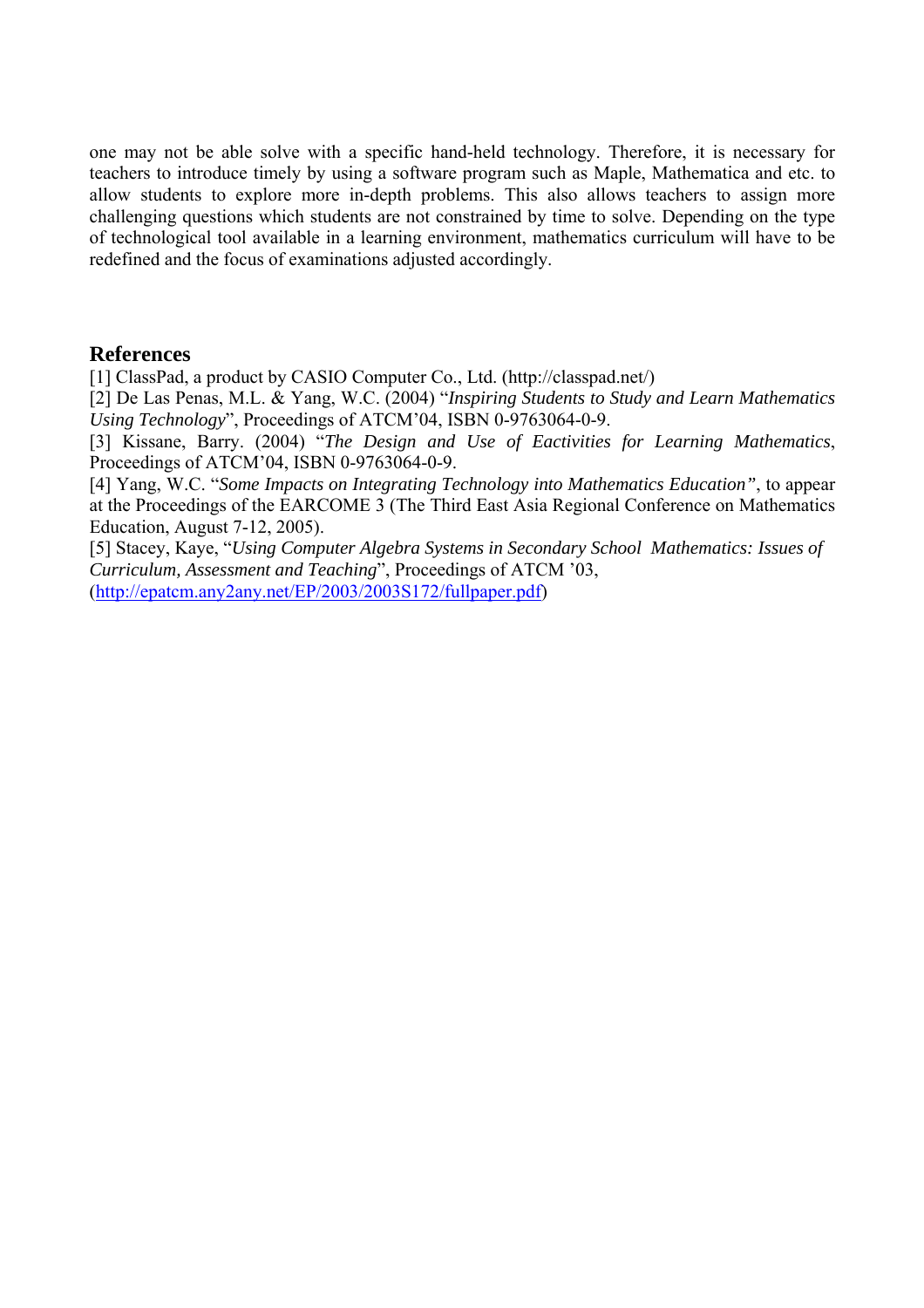one may not be able solve with a specific hand-held technology. Therefore, it is necessary for teachers to introduce timely by using a software program such as Maple, Mathematica and etc. to allow students to explore more in-depth problems. This also allows teachers to assign more challenging questions which students are not constrained by time to solve. Depending on the type of technological tool available in a learning environment, mathematics curriculum will have to be redefined and the focus of examinations adjusted accordingly.

## References

[1] ClassPad, a product by CASIO Computer Co., Ltd. (http://classpad.net/)

[2] De Las Penas, M.L. & Yang, W.C. (2004) "*Inspiring Students to Study and Learn Mathematics Using Technology*", Proceedings of ATCM'04, ISBN 0-9763064-0-9.

[3] Kissane, Barry. (2004) "*The Design and Use of Eactivities for Learning Mathematics*, Proceedings of ATCM'04, ISBN 0-9763064-0-9.

[4] Yang, W.C. "*Some Impacts on Integrating Technology into Mathematics Education"*, to appear at the Proceedings of the EARCOME 3 (The Third East Asia Regional Conference on Mathematics Education, August 7-12, 2005).

[5] Stacey, Kaye, "*Using Computer Algebra Systems in Secondary School Mathematics: Issues of Curriculum, Assessment and Teaching*", Proceedings of ATCM '03, (http://epatcm.any2any.net/EP/2003/2003S172/fullpaper.pdf)